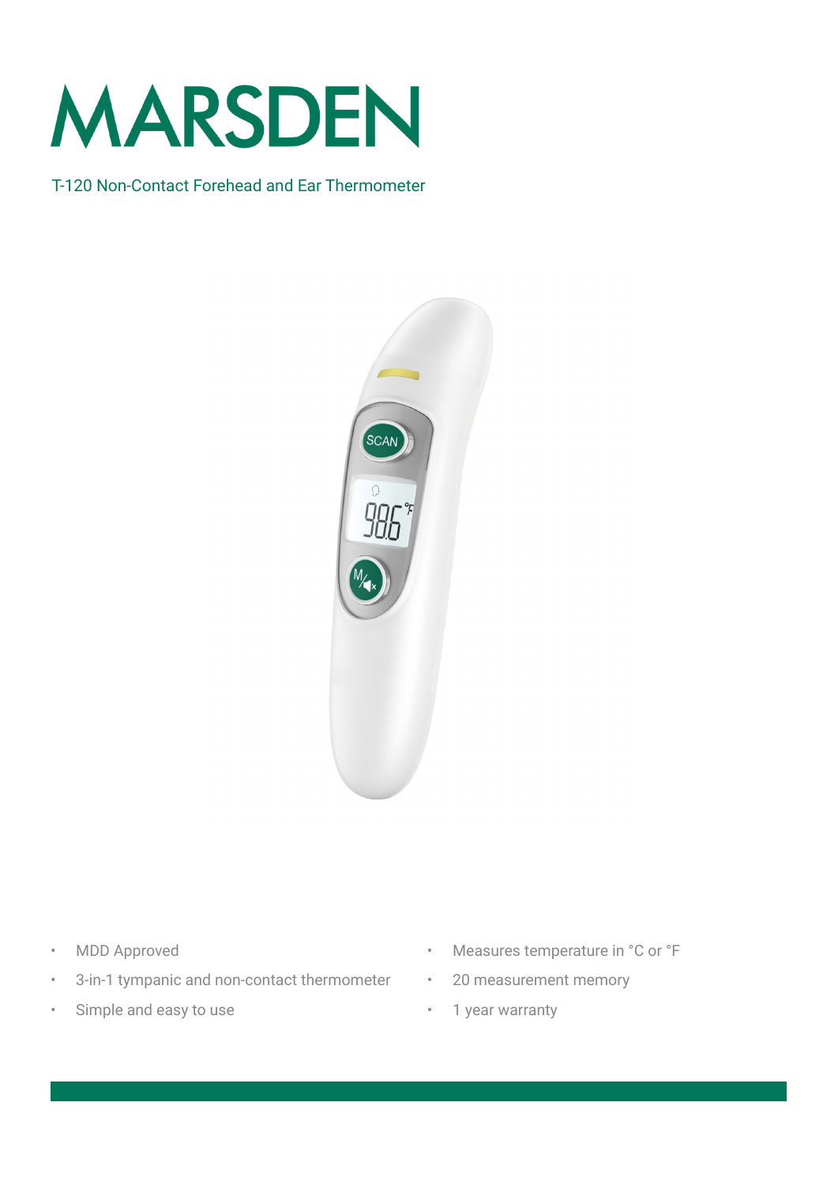# MARSDEN

T-120 Non-Contact Forehead and Ear Thermometer

- MDD Approved
- 3-in-1 tympanic and non-contact thermometer
- Simple and easy to use
- Measures temperature in °C or °F
- 20 measurement memory
- 1 year warranty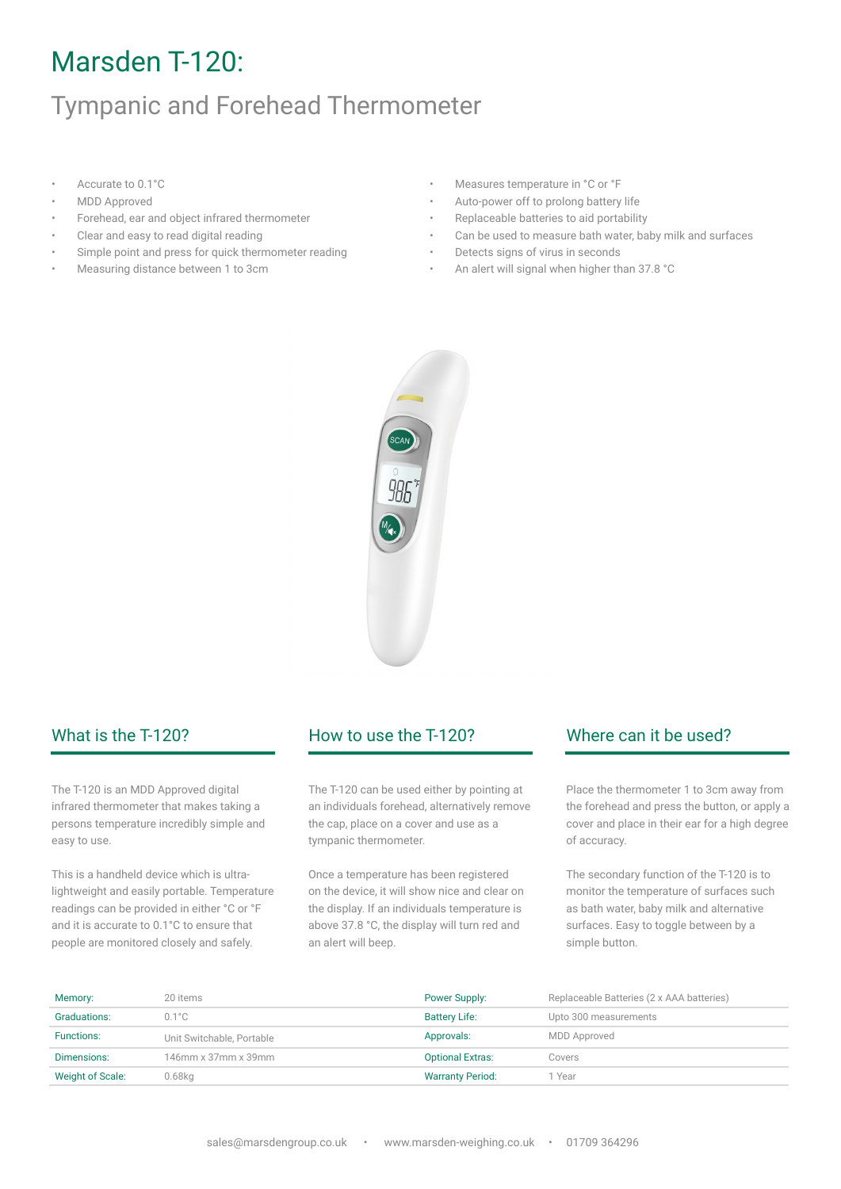# Marsden T-120:

## Tympanic and Forehead Thermometer

- Accurate to 0.1°C
- MDD Approved
- Forehead, ear and object infrared thermometer
- Clear and easy to read digital reading
- Simple point and press for quick thermometer reading
- Measuring distance between 1 to 3cm
- Measures temperature in °C or °F
- Auto-power off to prolong battery life
- Replaceable batteries to aid portability
- Can be used to measure bath water, baby milk and surfaces
- Detects signs of virus in seconds
- An alert will signal when higher than 37.8 °C

### What is the T-120?

The T-120 is an MDD Approved digital infrared thermometer that makes taking a persons temperature incredibly simple and easy to use.

This is a handheld device which is ultra-lightweight and easily portable. Temperature readings can be provided in either °C or °F and it is accurate to 0.1°C to ensure that people are monitored closely and safely.

### How to use the T-120?

The T-120 can be used either by pointing at an individuals forehead, alternatively remove the cap, place on a cover and use as a tympanic thermometer.

Once a temperature has been registered on the device, it will show nice and clear on the display. If an individuals temperature is above 37.8 °C, the display will turn red and an alert will beep.

### Where can it be used?

Place the thermometer 1 to 3cm away from the forehead and press the button, or apply a cover and place in their ear for a high degree of accuracy.

The secondary function of the T-120 is to monitor the temperature of surfaces such as bath water, baby milk and alternative surfaces. Easy to toggle between by a simple button.

| | | | |
|---|---|---|---|
| Memory: | 20 items | Power Supply: | Replaceable Batteries (2 x AAA batteries) |
| Graduations: | 0.1°C | Battery Life: | Upto 300 measurements |
| Functions: | Unit Switchable, Portable | Approvals: | MDD Approved |
| Dimensions: | 146mm x 37mm x 39mm | Optional Extras: | Covers |
| Weight of Scale: | 0.68kg | Warranty Period: | 1 Year |

sales@marsdengroup.co.uk • www.marsden-weighing.co.uk • 01709 364296